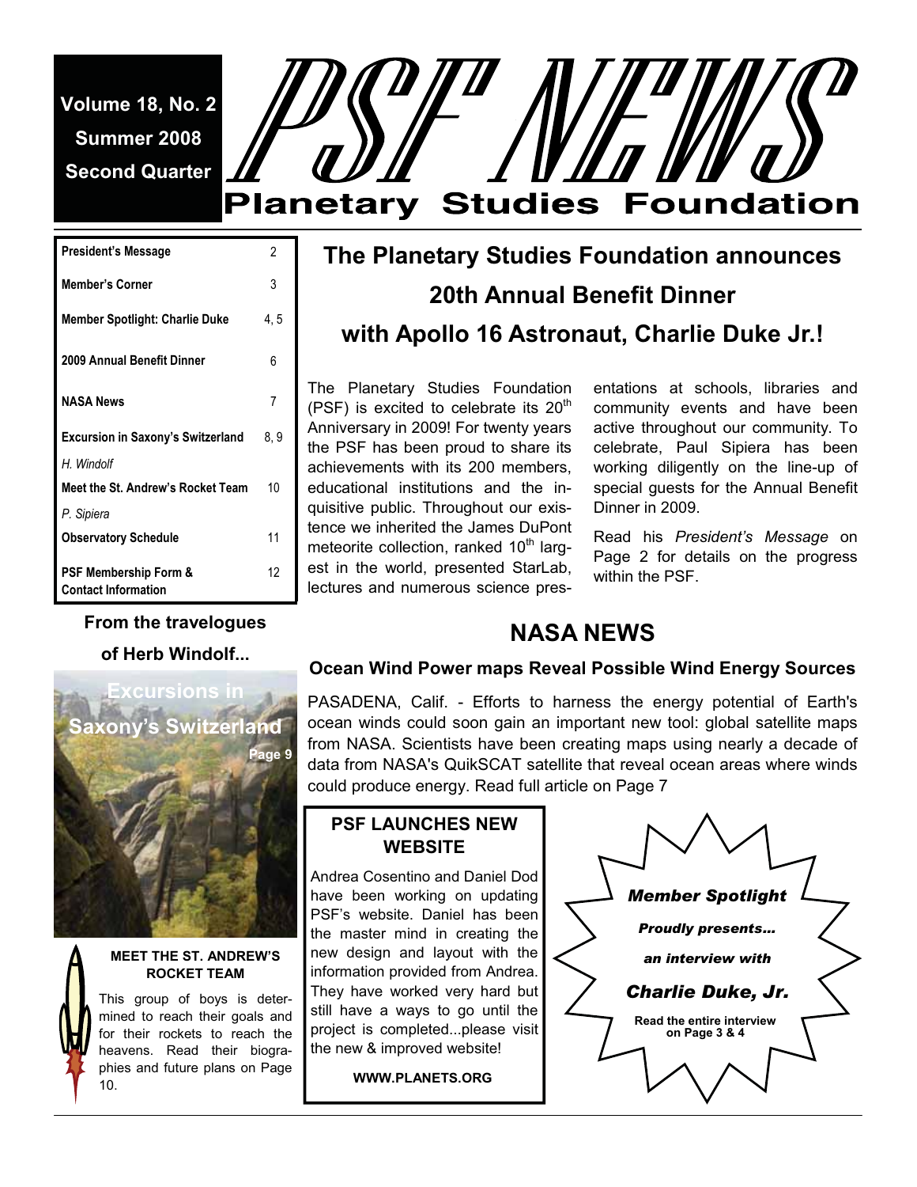Volume 18, No. 2
Summer 2008
Second Quarter

# PSF NEWS

## Planetary Studies Foundation

| President's Message | 2 |
|---|---|
| Member's Corner | 3 |
| Member Spotlight: Charlie Duke | 4, 5 |
| 2009 Annual Benefit Dinner | 6 |
| NASA News | 7 |
| Excursion in Saxony's Switzerland *H. Windolf* | 8, 9 |
| Meet the St. Andrew's Rocket Team *P. Sipiera* | 10 |
| Observatory Schedule | 11 |
| PSF Membership Form & Contact Information | 12 |

## The Planetary Studies Foundation announces 20th Annual Benefit Dinner with Apollo 16 Astronaut, Charlie Duke Jr.!

The Planetary Studies Foundation (PSF) is excited to celebrate its 20th Anniversary in 2009! For twenty years the PSF has been proud to share its achievements with its 200 members, educational institutions and the inquisitive public. Throughout our existence we inherited the James DuPont meteorite collection, ranked 10th largest in the world, presented StarLab, lectures and numerous science presentations at schools, libraries and community events and have been active throughout our community. To celebrate, Paul Sipiera has been working diligently on the line-up of special guests for the Annual Benefit Dinner in 2009.

Read his *President's Message* on Page 2 for details on the progress within the PSF.

**From the travelogues of Herb Windolf...**

**Excursions in Saxony's Switzerland**

**Page 9**

## NASA NEWS

### Ocean Wind Power maps Reveal Possible Wind Energy Sources

PASADENA, Calif. - Efforts to harness the energy potential of Earth's ocean winds could soon gain an important new tool: global satellite maps from NASA. Scientists have been creating maps using nearly a decade of data from NASA's QuikSCAT satellite that reveal ocean areas where winds could produce energy. Read full article on Page 7

### MEET THE ST. ANDREW'S ROCKET TEAM

This group of boys is determined to reach their goals and for their rockets to reach the heavens. Read their biographies and future plans on Page 10.

### PSF LAUNCHES NEW WEBSITE

Andrea Cosentino and Daniel Dod have been working on updating PSF's website. Daniel has been the master mind in creating the new design and layout with the information provided from Andrea. They have worked very hard but still have a ways to go until the project is completed...please visit the new & improved website!

**WWW.PLANETS.ORG**

*Member Spotlight*

***Proudly presents...***

***an interview with***

***Charlie Duke, Jr.***

**Read the entire interview on Page 3 & 4**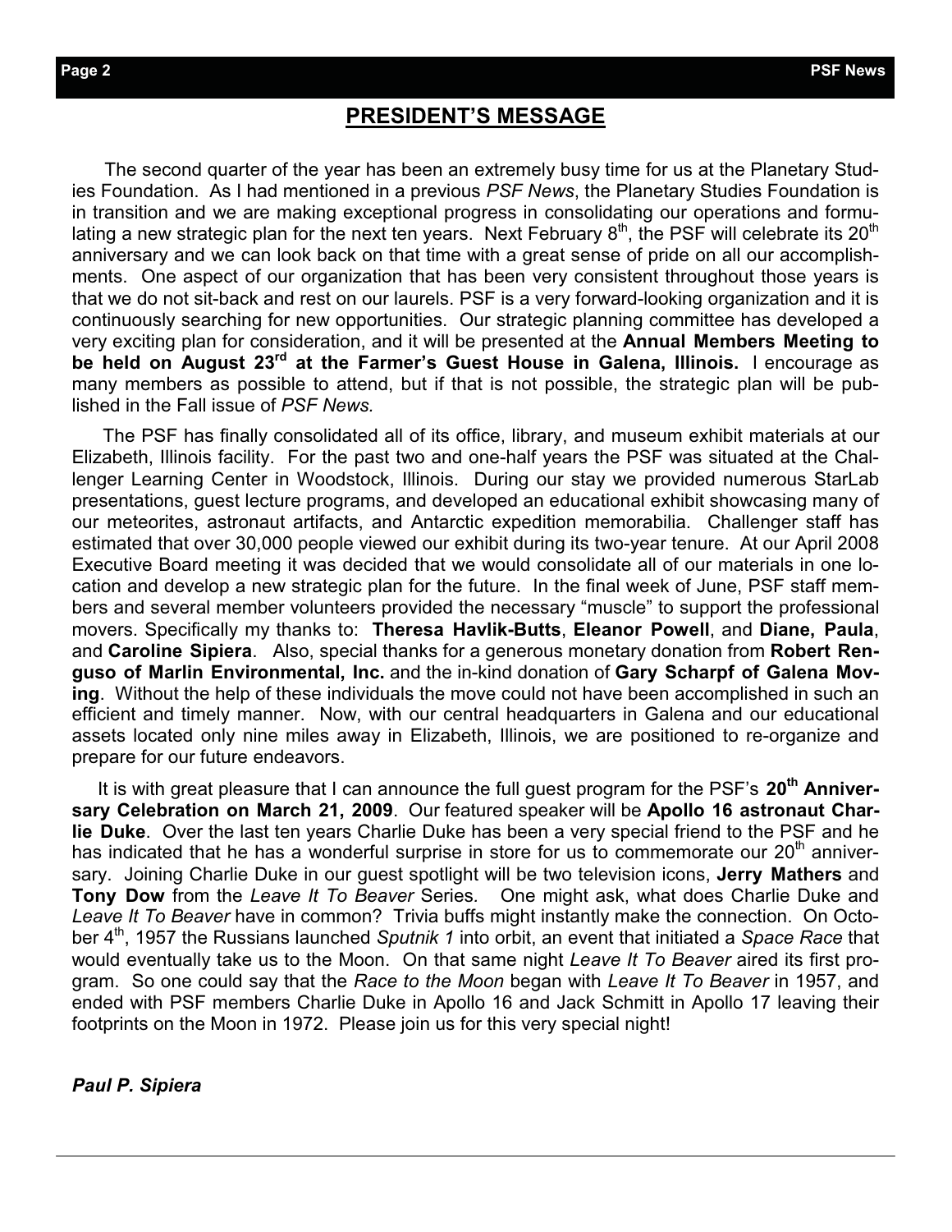## PRESIDENT'S MESSAGE

The second quarter of the year has been an extremely busy time for us at the Planetary Studies Foundation. As I had mentioned in a previous *PSF News*, the Planetary Studies Foundation is in transition and we are making exceptional progress in consolidating our operations and formulating a new strategic plan for the next ten years. Next February 8th, the PSF will celebrate its 20th anniversary and we can look back on that time with a great sense of pride on all our accomplishments. One aspect of our organization that has been very consistent throughout those years is that we do not sit-back and rest on our laurels. PSF is a very forward-looking organization and it is continuously searching for new opportunities. Our strategic planning committee has developed a very exciting plan for consideration, and it will be presented at the **Annual Members Meeting to be held on August 23rd at the Farmer's Guest House in Galena, Illinois.** I encourage as many members as possible to attend, but if that is not possible, the strategic plan will be published in the Fall issue of *PSF News.*

The PSF has finally consolidated all of its office, library, and museum exhibit materials at our Elizabeth, Illinois facility. For the past two and one-half years the PSF was situated at the Challenger Learning Center in Woodstock, Illinois. During our stay we provided numerous StarLab presentations, guest lecture programs, and developed an educational exhibit showcasing many of our meteorites, astronaut artifacts, and Antarctic expedition memorabilia. Challenger staff has estimated that over 30,000 people viewed our exhibit during its two-year tenure. At our April 2008 Executive Board meeting it was decided that we would consolidate all of our materials in one location and develop a new strategic plan for the future. In the final week of June, PSF staff members and several member volunteers provided the necessary "muscle" to support the professional movers. Specifically my thanks to: **Theresa Havlik-Butts**, **Eleanor Powell**, and **Diane, Paula**, and **Caroline Sipiera**. Also, special thanks for a generous monetary donation from **Robert Renguso of Marlin Environmental, Inc.** and the in-kind donation of **Gary Scharpf of Galena Moving**. Without the help of these individuals the move could not have been accomplished in such an efficient and timely manner. Now, with our central headquarters in Galena and our educational assets located only nine miles away in Elizabeth, Illinois, we are positioned to re-organize and prepare for our future endeavors.

It is with great pleasure that I can announce the full guest program for the PSF's **20th Anniversary Celebration on March 21, 2009**. Our featured speaker will be **Apollo 16 astronaut Charlie Duke**. Over the last ten years Charlie Duke has been a very special friend to the PSF and he has indicated that he has a wonderful surprise in store for us to commemorate our 20th anniversary. Joining Charlie Duke in our guest spotlight will be two television icons, **Jerry Mathers** and **Tony Dow** from the *Leave It To Beaver* Series. One might ask, what does Charlie Duke and *Leave It To Beaver* have in common? Trivia buffs might instantly make the connection. On October 4th, 1957 the Russians launched *Sputnik 1* into orbit, an event that initiated a *Space Race* that would eventually take us to the Moon. On that same night *Leave It To Beaver* aired its first program. So one could say that the *Race to the Moon* began with *Leave It To Beaver* in 1957, and ended with PSF members Charlie Duke in Apollo 16 and Jack Schmitt in Apollo 17 leaving their footprints on the Moon in 1972. Please join us for this very special night!

***Paul P. Sipiera***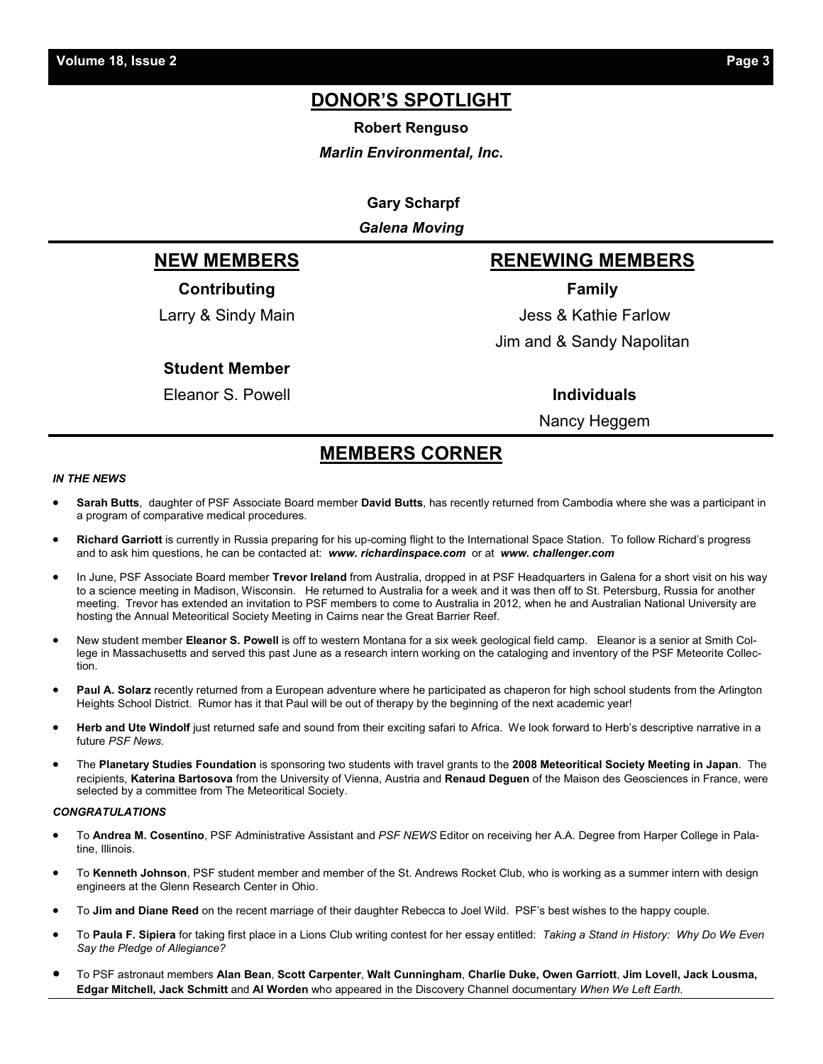## DONOR'S SPOTLIGHT

**Robert Renguso**

***Marlin Environmental, Inc.***

**Gary Scharpf**

***Galena Moving***

## NEW MEMBERS

**Contributing**

Larry & Sindy Main

**Student Member**

Eleanor S. Powell

## RENEWING MEMBERS

**Family**

Jess & Kathie Farlow

Jim and & Sandy Napolitan

**Individuals**

Nancy Heggem

## MEMBERS CORNER

***IN THE NEWS***

- **Sarah Butts**, daughter of PSF Associate Board member **David Butts**, has recently returned from Cambodia where she was a participant in a program of comparative medical procedures.
- **Richard Garriott** is currently in Russia preparing for his up-coming flight to the International Space Station. To follow Richard's progress and to ask him questions, he can be contacted at: ***www. richardinspace.com*** or at ***www. challenger.com***
- In June, PSF Associate Board member **Trevor Ireland** from Australia, dropped in at PSF Headquarters in Galena for a short visit on his way to a science meeting in Madison, Wisconsin. He returned to Australia for a week and it was then off to St. Petersburg, Russia for another meeting. Trevor has extended an invitation to PSF members to come to Australia in 2012, when he and Australian National University are hosting the Annual Meteoritical Society Meeting in Cairns near the Great Barrier Reef.
- New student member **Eleanor S. Powell** is off to western Montana for a six week geological field camp. Eleanor is a senior at Smith College in Massachusetts and served this past June as a research intern working on the cataloging and inventory of the PSF Meteorite Collection.
- **Paul A. Solarz** recently returned from a European adventure where he participated as chaperon for high school students from the Arlington Heights School District. Rumor has it that Paul will be out of therapy by the beginning of the next academic year!
- **Herb and Ute Windolf** just returned safe and sound from their exciting safari to Africa. We look forward to Herb's descriptive narrative in a future *PSF News*.
- The **Planetary Studies Foundation** is sponsoring two students with travel grants to the **2008 Meteoritical Society Meeting in Japan**. The recipients, **Katerina Bartosova** from the University of Vienna, Austria and **Renaud Deguen** of the Maison des Geosciences in France, were selected by a committee from The Meteoritical Society.

***CONGRATULATIONS***

- To **Andrea M. Cosentino**, PSF Administrative Assistant and *PSF NEWS* Editor on receiving her A.A. Degree from Harper College in Palatine, Illinois.
- To **Kenneth Johnson**, PSF student member and member of the St. Andrews Rocket Club, who is working as a summer intern with design engineers at the Glenn Research Center in Ohio.
- To **Jim and Diane Reed** on the recent marriage of their daughter Rebecca to Joel Wild. PSF's best wishes to the happy couple.
- To **Paula F. Sipiera** for taking first place in a Lions Club writing contest for her essay entitled: *Taking a Stand in History: Why Do We Even Say the Pledge of Allegiance?*
- To PSF astronaut members **Alan Bean**, **Scott Carpenter**, **Walt Cunningham**, **Charlie Duke, Owen Garriott**, **Jim Lovell, Jack Lousma, Edgar Mitchell, Jack Schmitt** and **Al Worden** who appeared in the Discovery Channel documentary *When We Left Earth.*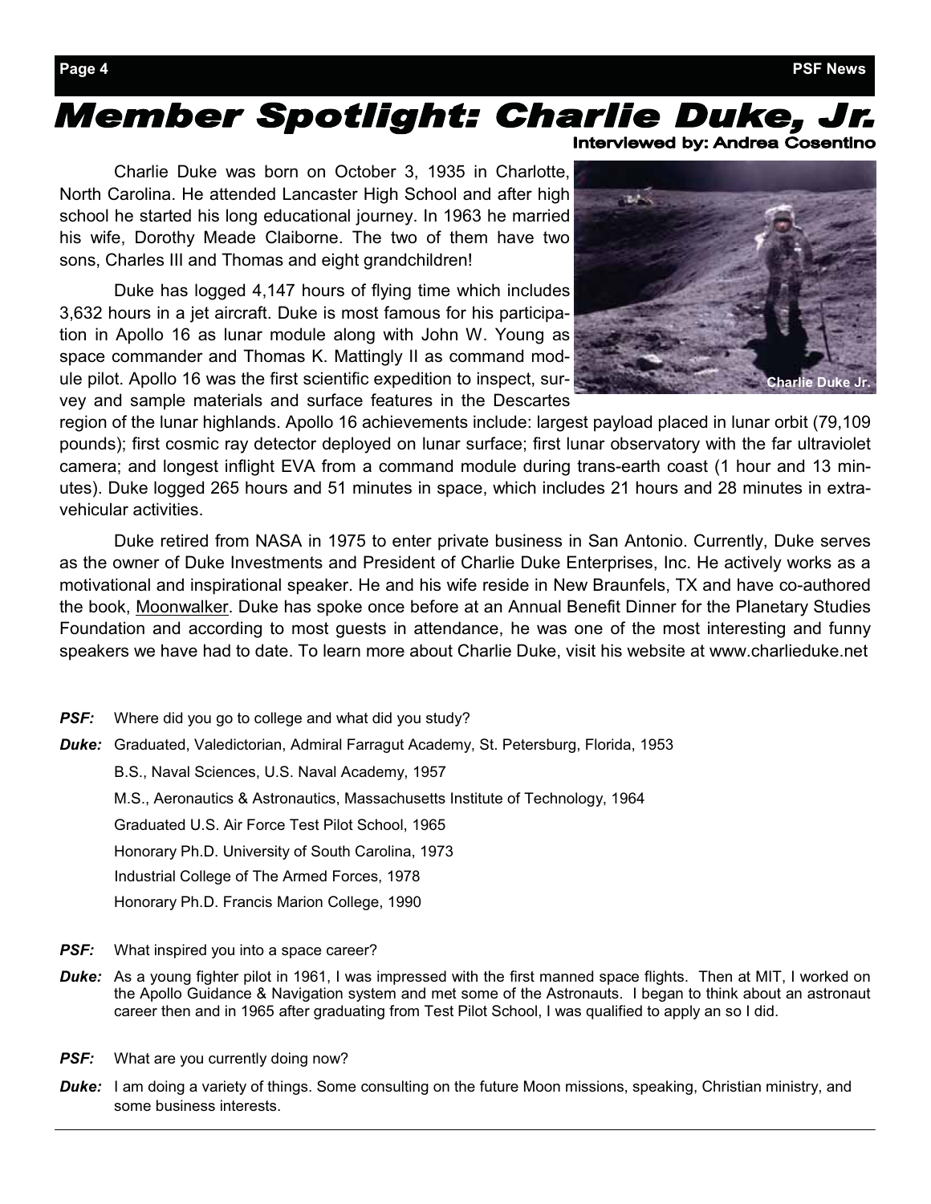# Member Spotlight: Charlie Duke, Jr.

**Interviewed by: Andrea Cosentino**

Charlie Duke was born on October 3, 1935 in Charlotte, North Carolina. He attended Lancaster High School and after high school he started his long educational journey. In 1963 he married his wife, Dorothy Meade Claiborne. The two of them have two sons, Charles III and Thomas and eight grandchildren!

Charlie Duke Jr.

Duke has logged 4,147 hours of flying time which includes 3,632 hours in a jet aircraft. Duke is most famous for his participation in Apollo 16 as lunar module along with John W. Young as space commander and Thomas K. Mattingly II as command module pilot. Apollo 16 was the first scientific expedition to inspect, survey and sample materials and surface features in the Descartes region of the lunar highlands. Apollo 16 achievements include: largest payload placed in lunar orbit (79,109 pounds); first cosmic ray detector deployed on lunar surface; first lunar observatory with the far ultraviolet camera; and longest inflight EVA from a command module during trans-earth coast (1 hour and 13 minutes). Duke logged 265 hours and 51 minutes in space, which includes 21 hours and 28 minutes in extravehicular activities.

Duke retired from NASA in 1975 to enter private business in San Antonio. Currently, Duke serves as the owner of Duke Investments and President of Charlie Duke Enterprises, Inc. He actively works as a motivational and inspirational speaker. He and his wife reside in New Braunfels, TX and have co-authored the book, Moonwalker. Duke has spoke once before at an Annual Benefit Dinner for the Planetary Studies Foundation and according to most guests in attendance, he was one of the most interesting and funny speakers we have had to date. To learn more about Charlie Duke, visit his website at www.charlieduke.net

***PSF:*** Where did you go to college and what did you study?

***Duke:*** Graduated, Valedictorian, Admiral Farragut Academy, St. Petersburg, Florida, 1953

B.S., Naval Sciences, U.S. Naval Academy, 1957

M.S., Aeronautics & Astronautics, Massachusetts Institute of Technology, 1964

Graduated U.S. Air Force Test Pilot School, 1965

Honorary Ph.D. University of South Carolina, 1973

Industrial College of The Armed Forces, 1978

Honorary Ph.D. Francis Marion College, 1990

***PSF:*** What inspired you into a space career?

***Duke:*** As a young fighter pilot in 1961, I was impressed with the first manned space flights. Then at MIT, I worked on the Apollo Guidance & Navigation system and met some of the Astronauts. I began to think about an astronaut career then and in 1965 after graduating from Test Pilot School, I was qualified to apply an so I did.

***PSF:*** What are you currently doing now?

***Duke:*** I am doing a variety of things. Some consulting on the future Moon missions, speaking, Christian ministry, and some business interests.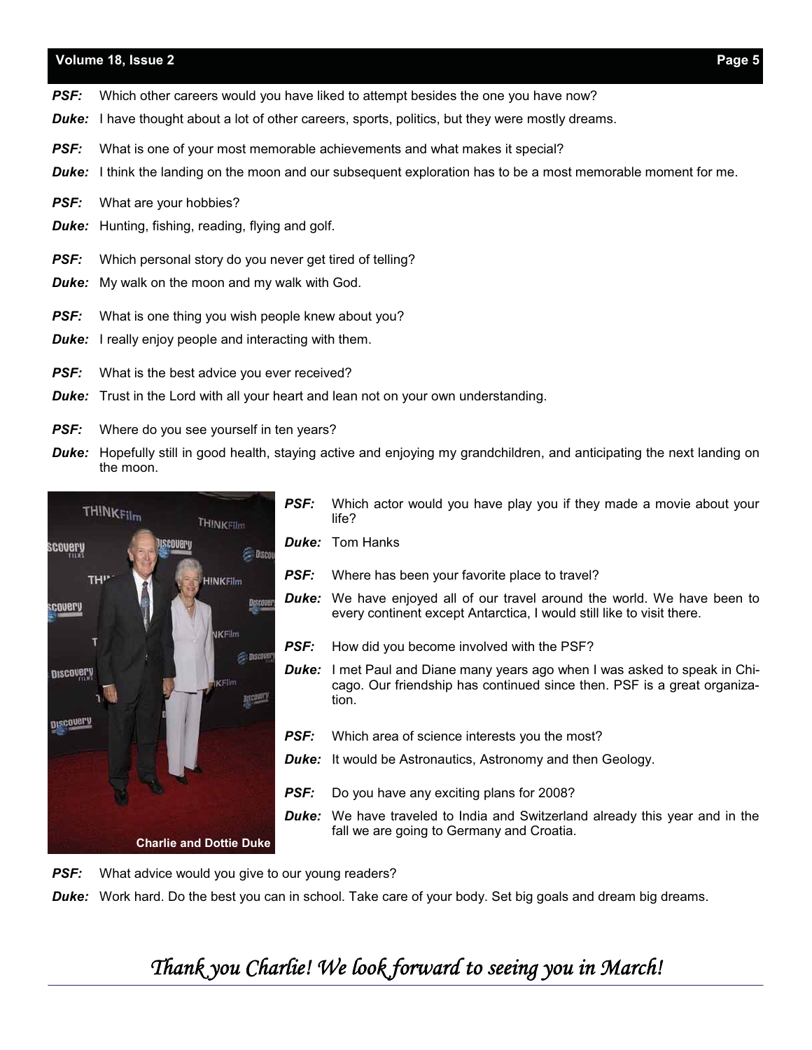**PSF:** Which other careers would you have liked to attempt besides the one you have now?

**Duke:** I have thought about a lot of other careers, sports, politics, but they were mostly dreams.

**PSF:** What is one of your most memorable achievements and what makes it special?

**Duke:** I think the landing on the moon and our subsequent exploration has to be a most memorable moment for me.

**PSF:** What are your hobbies?

**Duke:** Hunting, fishing, reading, flying and golf.

**PSF:** Which personal story do you never get tired of telling?

**Duke:** My walk on the moon and my walk with God.

**PSF:** What is one thing you wish people knew about you?

**Duke:** I really enjoy people and interacting with them.

**PSF:** What is the best advice you ever received?

**Duke:** Trust in the Lord with all your heart and lean not on your own understanding.

**PSF:** Where do you see yourself in ten years?

**Duke:** Hopefully still in good health, staying active and enjoying my grandchildren, and anticipating the next landing on the moon.

**Charlie and Dottie Duke**

**PSF:** Which actor would you have play you if they made a movie about your life?

**Duke:** Tom Hanks

**PSF:** Where has been your favorite place to travel?

**Duke:** We have enjoyed all of our travel around the world. We have been to every continent except Antarctica, I would still like to visit there.

**PSF:** How did you become involved with the PSF?

**Duke:** I met Paul and Diane many years ago when I was asked to speak in Chicago. Our friendship has continued since then. PSF is a great organization.

**PSF:** Which area of science interests you the most?

**Duke:** It would be Astronautics, Astronomy and then Geology.

**PSF:** Do you have any exciting plans for 2008?

**Duke:** We have traveled to India and Switzerland already this year and in the fall we are going to Germany and Croatia.

**PSF:** What advice would you give to our young readers?

**Duke:** Work hard. Do the best you can in school. Take care of your body. Set big goals and dream big dreams.

*Thank you Charlie! We look forward to seeing you in March!*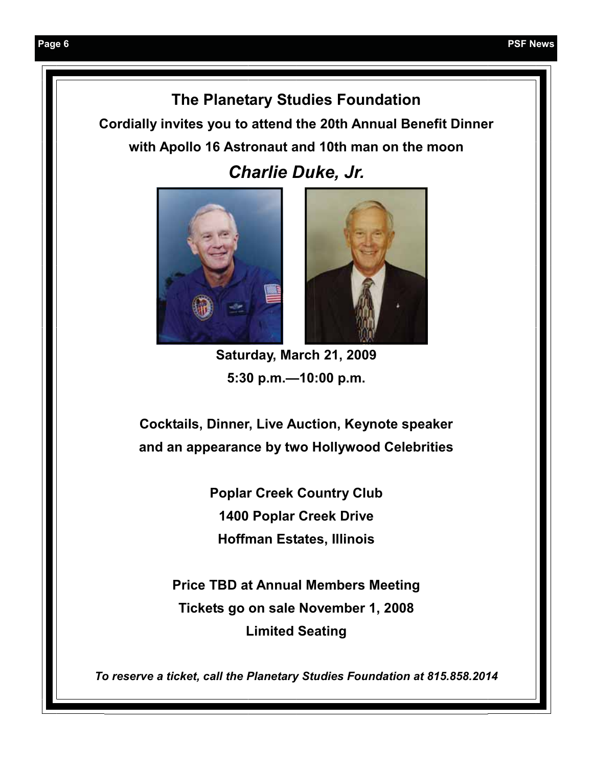# The Planetary Studies Foundation

**Cordially invites you to attend the 20th Annual Benefit Dinner**

**with Apollo 16 Astronaut and 10th man on the moon**

## *Charlie Duke, Jr.*

**Saturday, March 21, 2009**

**5:30 p.m.—10:00 p.m.**

**Cocktails, Dinner, Live Auction, Keynote speaker and an appearance by two Hollywood Celebrities**

**Poplar Creek Country Club**
**1400 Poplar Creek Drive**
**Hoffman Estates, Illinois**

**Price TBD at Annual Members Meeting**
**Tickets go on sale November 1, 2008**
**Limited Seating**

***To reserve a ticket, call the Planetary Studies Foundation at 815.858.2014***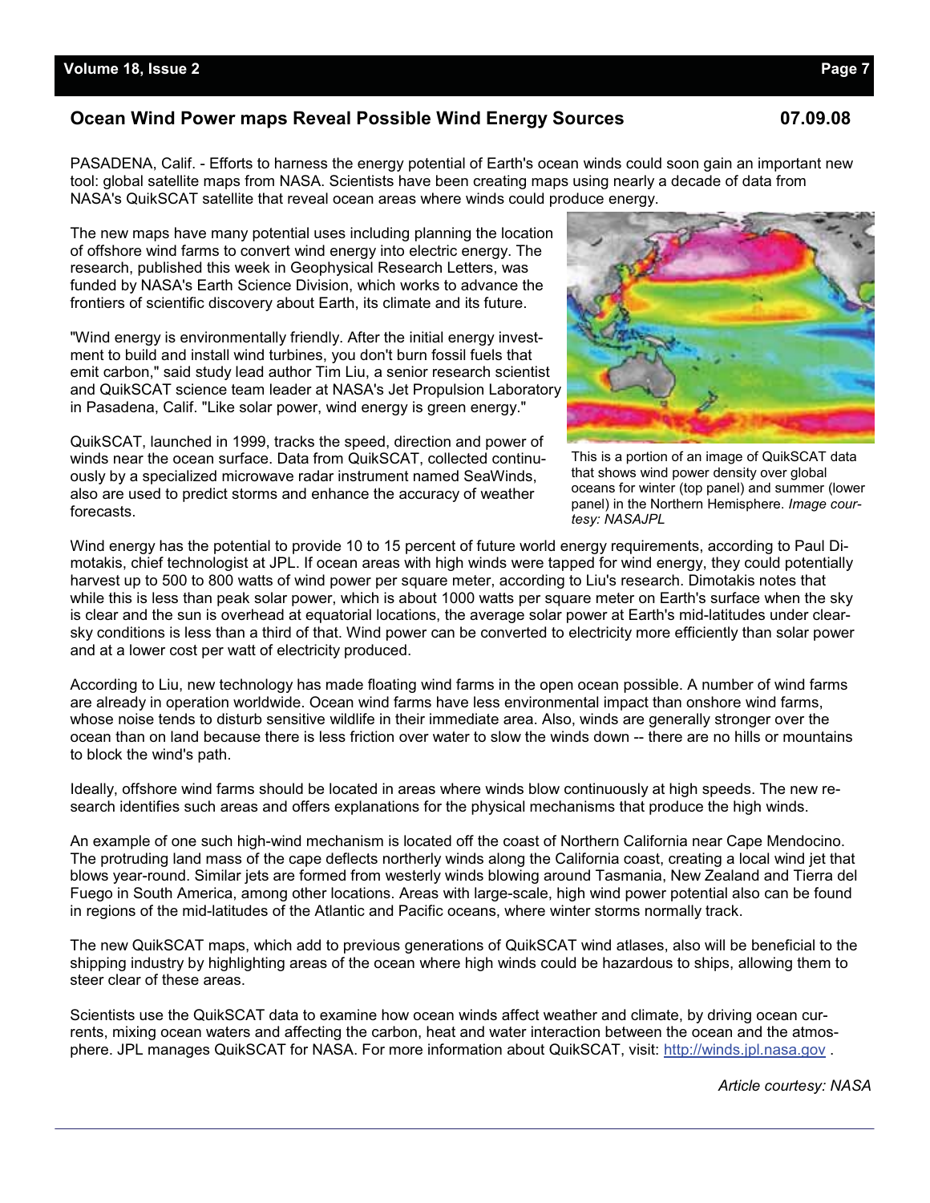## Ocean Wind Power maps Reveal Possible Wind Energy Sources

07.09.08

PASADENA, Calif. - Efforts to harness the energy potential of Earth's ocean winds could soon gain an important new tool: global satellite maps from NASA. Scientists have been creating maps using nearly a decade of data from NASA's QuikSCAT satellite that reveal ocean areas where winds could produce energy.

The new maps have many potential uses including planning the location of offshore wind farms to convert wind energy into electric energy. The research, published this week in Geophysical Research Letters, was funded by NASA's Earth Science Division, which works to advance the frontiers of scientific discovery about Earth, its climate and its future.

"Wind energy is environmentally friendly. After the initial energy investment to build and install wind turbines, you don't burn fossil fuels that emit carbon," said study lead author Tim Liu, a senior research scientist and QuikSCAT science team leader at NASA's Jet Propulsion Laboratory in Pasadena, Calif. "Like solar power, wind energy is green energy."

QuikSCAT, launched in 1999, tracks the speed, direction and power of winds near the ocean surface. Data from QuikSCAT, collected continuously by a specialized microwave radar instrument named SeaWinds, also are used to predict storms and enhance the accuracy of weather forecasts.

This is a portion of an image of QuikSCAT data that shows wind power density over global oceans for winter (top panel) and summer (lower panel) in the Northern Hemisphere. *Image courtesy: NASAJPL*

Wind energy has the potential to provide 10 to 15 percent of future world energy requirements, according to Paul Dimotakis, chief technologist at JPL. If ocean areas with high winds were tapped for wind energy, they could potentially harvest up to 500 to 800 watts of wind power per square meter, according to Liu's research. Dimotakis notes that while this is less than peak solar power, which is about 1000 watts per square meter on Earth's surface when the sky is clear and the sun is overhead at equatorial locations, the average solar power at Earth's mid-latitudes under clear-sky conditions is less than a third of that. Wind power can be converted to electricity more efficiently than solar power and at a lower cost per watt of electricity produced.

According to Liu, new technology has made floating wind farms in the open ocean possible. A number of wind farms are already in operation worldwide. Ocean wind farms have less environmental impact than onshore wind farms, whose noise tends to disturb sensitive wildlife in their immediate area. Also, winds are generally stronger over the ocean than on land because there is less friction over water to slow the winds down -- there are no hills or mountains to block the wind's path.

Ideally, offshore wind farms should be located in areas where winds blow continuously at high speeds. The new research identifies such areas and offers explanations for the physical mechanisms that produce the high winds.

An example of one such high-wind mechanism is located off the coast of Northern California near Cape Mendocino. The protruding land mass of the cape deflects northerly winds along the California coast, creating a local wind jet that blows year-round. Similar jets are formed from westerly winds blowing around Tasmania, New Zealand and Tierra del Fuego in South America, among other locations. Areas with large-scale, high wind power potential also can be found in regions of the mid-latitudes of the Atlantic and Pacific oceans, where winter storms normally track.

The new QuikSCAT maps, which add to previous generations of QuikSCAT wind atlases, also will be beneficial to the shipping industry by highlighting areas of the ocean where high winds could be hazardous to ships, allowing them to steer clear of these areas.

Scientists use the QuikSCAT data to examine how ocean winds affect weather and climate, by driving ocean currents, mixing ocean waters and affecting the carbon, heat and water interaction between the ocean and the atmosphere. JPL manages QuikSCAT for NASA. For more information about QuikSCAT, visit: http://winds.jpl.nasa.gov .

*Article courtesy: NASA*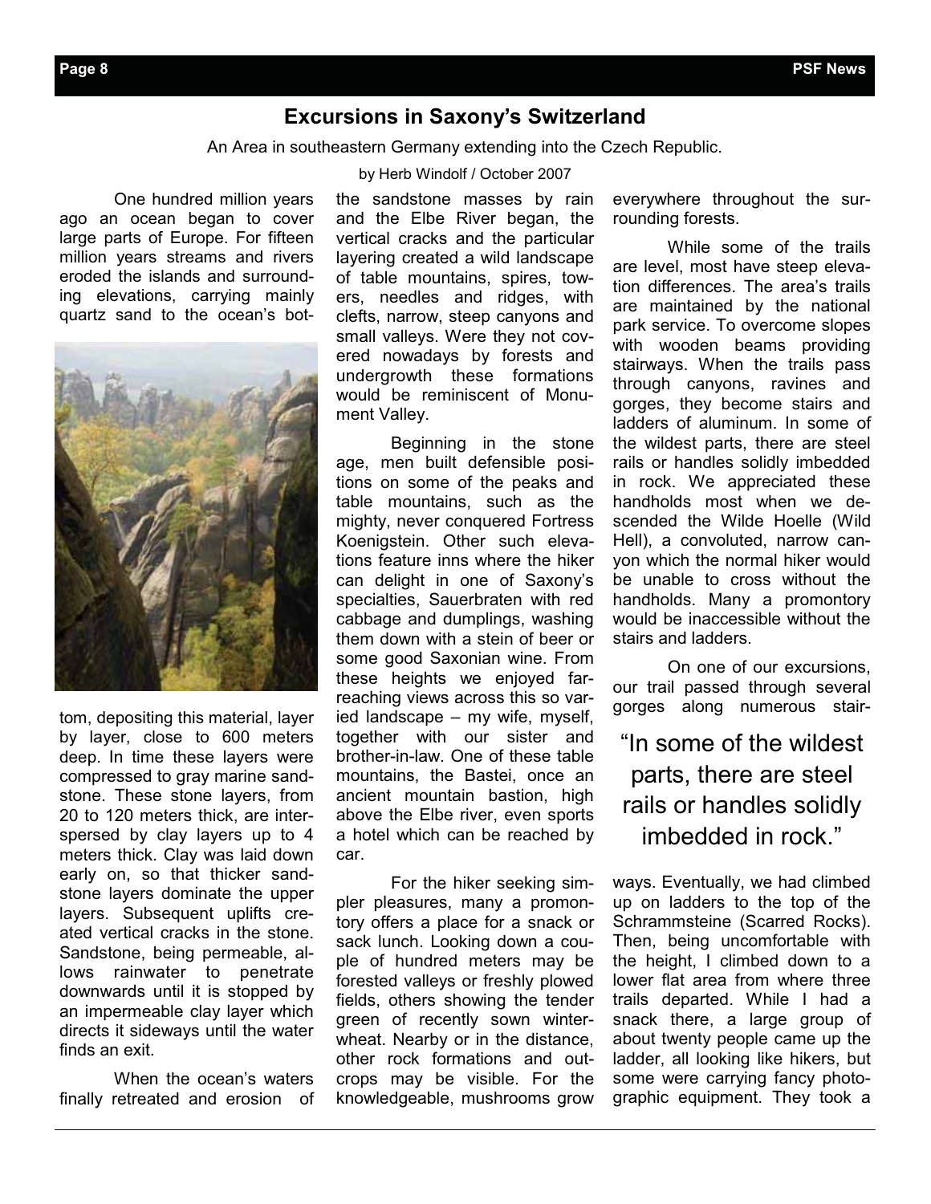## Excursions in Saxony's Switzerland

An Area in southeastern Germany extending into the Czech Republic.

by Herb Windolf / October 2007

One hundred million years ago an ocean began to cover large parts of Europe. For fifteen million years streams and rivers eroded the islands and surrounding elevations, carrying mainly quartz sand to the ocean's bottom, depositing this material, layer by layer, close to 600 meters deep. In time these layers were compressed to gray marine sandstone. These stone layers, from 20 to 120 meters thick, are interspersed by clay layers up to 4 meters thick. Clay was laid down early on, so that thicker sandstone layers dominate the upper layers. Subsequent uplifts created vertical cracks in the stone. Sandstone, being permeable, allows rainwater to penetrate downwards until it is stopped by an impermeable clay layer which directs it sideways until the water finds an exit.

When the ocean's waters finally retreated and erosion of the sandstone masses by rain and the Elbe River began, the vertical cracks and the particular layering created a wild landscape of table mountains, spires, towers, needles and ridges, with clefts, narrow, steep canyons and small valleys. Were they not covered nowadays by forests and undergrowth these formations would be reminiscent of Monument Valley.

Beginning in the stone age, men built defensible positions on some of the peaks and table mountains, such as the mighty, never conquered Fortress Koenigstein. Other such elevations feature inns where the hiker can delight in one of Saxony's specialties, Sauerbraten with red cabbage and dumplings, washing them down with a stein of beer or some good Saxonian wine. From these heights we enjoyed far-reaching views across this so varied landscape – my wife, myself, together with our sister and brother-in-law. One of these table mountains, the Bastei, once an ancient mountain bastion, high above the Elbe river, even sports a hotel which can be reached by car.

For the hiker seeking simpler pleasures, many a promontory offers a place for a snack or sack lunch. Looking down a couple of hundred meters may be forested valleys or freshly plowed fields, others showing the tender green of recently sown winter-wheat. Nearby or in the distance, other rock formations and outcrops may be visible. For the knowledgeable, mushrooms grow everywhere throughout the surrounding forests.

While some of the trails are level, most have steep elevation differences. The area's trails are maintained by the national park service. To overcome slopes with wooden beams providing stairways. When the trails pass through canyons, ravines and gorges, they become stairs and ladders of aluminum. In some of the wildest parts, there are steel rails or handles solidly imbedded in rock. We appreciated these handholds most when we descended the Wilde Hoelle (Wild Hell), a convoluted, narrow canyon which the normal hiker would be unable to cross without the handholds. Many a promontory would be inaccessible without the stairs and ladders.

> "In some of the wildest parts, there are steel rails or handles solidly imbedded in rock."

On one of our excursions, our trail passed through several gorges along numerous stairways. Eventually, we had climbed up on ladders to the top of the Schrammsteine (Scarred Rocks). Then, being uncomfortable with the height, I climbed down to a lower flat area from where three trails departed. While I had a snack there, a large group of about twenty people came up the ladder, all looking like hikers, but some were carrying fancy photographic equipment. They took a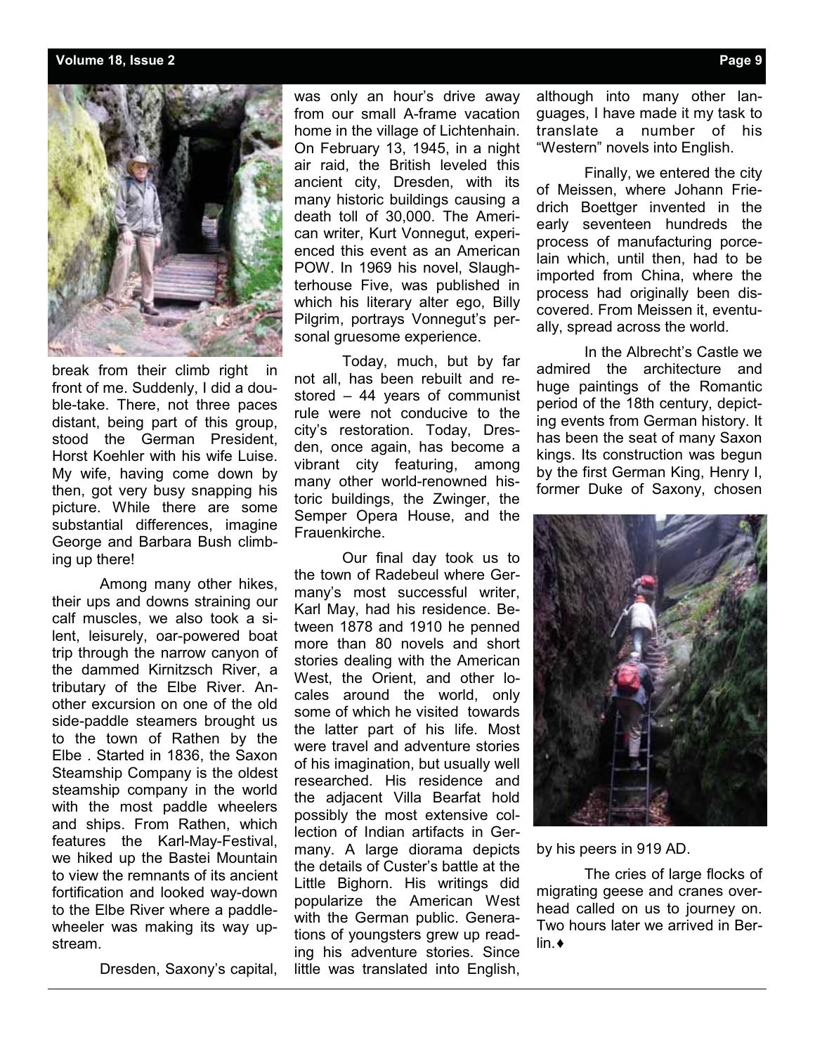break from their climb right in front of me. Suddenly, I did a double-take. There, not three paces distant, being part of this group, stood the German President, Horst Koehler with his wife Luise. My wife, having come down by then, got very busy snapping his picture. While there are some substantial differences, imagine George and Barbara Bush climbing up there!

Among many other hikes, their ups and downs straining our calf muscles, we also took a silent, leisurely, oar-powered boat trip through the narrow canyon of the dammed Kirnitzsch River, a tributary of the Elbe River. Another excursion on one of the old side-paddle steamers brought us to the town of Rathen by the Elbe . Started in 1836, the Saxon Steamship Company is the oldest steamship company in the world with the most paddle wheelers and ships. From Rathen, which features the Karl-May-Festival, we hiked up the Bastei Mountain to view the remnants of its ancient fortification and looked way-down to the Elbe River where a paddle-wheeler was making its way upstream.

Dresden, Saxony's capital, was only an hour's drive away from our small A-frame vacation home in the village of Lichtenhain. On February 13, 1945, in a night air raid, the British leveled this ancient city, Dresden, with its many historic buildings causing a death toll of 30,000. The American writer, Kurt Vonnegut, experienced this event as an American POW. In 1969 his novel, Slaughterhouse Five, was published in which his literary alter ego, Billy Pilgrim, portrays Vonnegut's personal gruesome experience.

Today, much, but by far not all, has been rebuilt and restored – 44 years of communist rule were not conducive to the city's restoration. Today, Dresden, once again, has become a vibrant city featuring, among many other world-renowned historic buildings, the Zwinger, the Semper Opera House, and the Frauenkirche.

Our final day took us to the town of Radebeul where Germany's most successful writer, Karl May, had his residence. Between 1878 and 1910 he penned more than 80 novels and short stories dealing with the American West, the Orient, and other locales around the world, only some of which he visited towards the latter part of his life. Most were travel and adventure stories of his imagination, but usually well researched. His residence and the adjacent Villa Bearfat hold possibly the most extensive collection of Indian artifacts in Germany. A large diorama depicts the details of Custer's battle at the Little Bighorn. His writings did popularize the American West with the German public. Generations of youngsters grew up reading his adventure stories. Since little was translated into English, although into many other languages, I have made it my task to translate a number of his "Western" novels into English.

Finally, we entered the city of Meissen, where Johann Friedrich Boettger invented in the early seventeen hundreds the process of manufacturing porcelain which, until then, had to be imported from China, where the process had originally been discovered. From Meissen it, eventually, spread across the world.

In the Albrecht's Castle we admired the architecture and huge paintings of the Romantic period of the 18th century, depicting events from German history. It has been the seat of many Saxon kings. Its construction was begun by the first German King, Henry I, former Duke of Saxony, chosen by his peers in 919 AD.

The cries of large flocks of migrating geese and cranes overhead called on us to journey on. Two hours later we arrived in Berlin.♦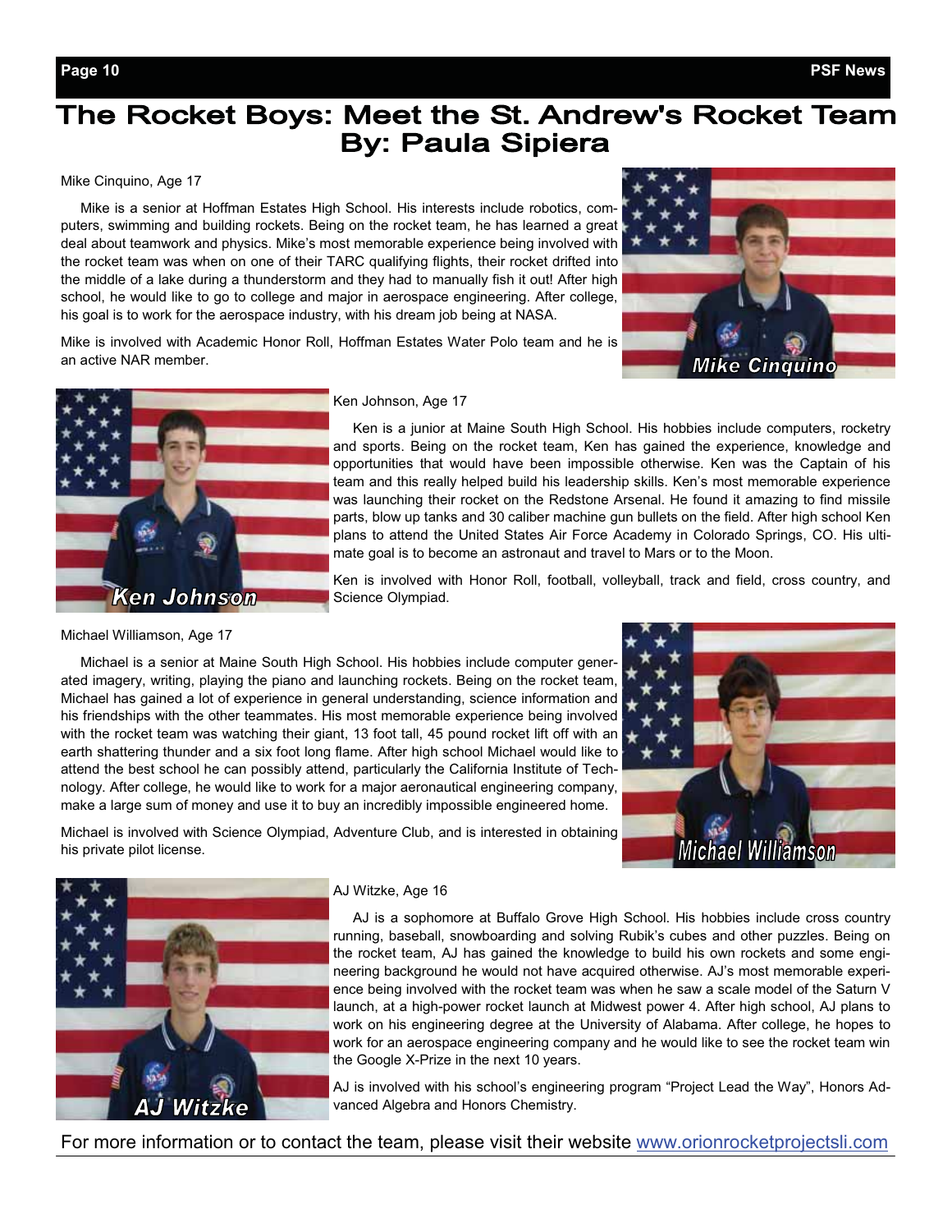# The Rocket Boys: Meet the St. Andrew's Rocket Team
## By: Paula Sipiera

Mike Cinquino, Age 17

Mike is a senior at Hoffman Estates High School. His interests include robotics, computers, swimming and building rockets. Being on the rocket team, he has learned a great deal about teamwork and physics. Mike's most memorable experience being involved with the rocket team was when on one of their TARC qualifying flights, their rocket drifted into the middle of a lake during a thunderstorm and they had to manually fish it out! After high school, he would like to go to college and major in aerospace engineering. After college, his goal is to work for the aerospace industry, with his dream job being at NASA.

Mike is involved with Academic Honor Roll, Hoffman Estates Water Polo team and he is an active NAR member.

Mike Cinquino

Ken Johnson, Age 17

Ken is a junior at Maine South High School. His hobbies include computers, rocketry and sports. Being on the rocket team, Ken has gained the experience, knowledge and opportunities that would have been impossible otherwise. Ken was the Captain of his team and this really helped build his leadership skills. Ken's most memorable experience was launching their rocket on the Redstone Arsenal. He found it amazing to find missile parts, blow up tanks and 30 caliber machine gun bullets on the field. After high school Ken plans to attend the United States Air Force Academy in Colorado Springs, CO. His ultimate goal is to become an astronaut and travel to Mars or to the Moon.

Ken is involved with Honor Roll, football, volleyball, track and field, cross country, and Science Olympiad.

Ken Johnson

Michael Williamson, Age 17

Michael is a senior at Maine South High School. His hobbies include computer generated imagery, writing, playing the piano and launching rockets. Being on the rocket team, Michael has gained a lot of experience in general understanding, science information and his friendships with the other teammates. His most memorable experience being involved with the rocket team was watching their giant, 13 foot tall, 45 pound rocket lift off with an earth shattering thunder and a six foot long flame. After high school Michael would like to attend the best school he can possibly attend, particularly the California Institute of Technology. After college, he would like to work for a major aeronautical engineering company, make a large sum of money and use it to buy an incredibly impossible engineered home.

Michael is involved with Science Olympiad, Adventure Club, and is interested in obtaining his private pilot license.

Michael Williamson

AJ Witzke, Age 16

AJ is a sophomore at Buffalo Grove High School. His hobbies include cross country running, baseball, snowboarding and solving Rubik's cubes and other puzzles. Being on the rocket team, AJ has gained the knowledge to build his own rockets and some engineering background he would not have acquired otherwise. AJ's most memorable experience being involved with the rocket team was when he saw a scale model of the Saturn V launch, at a high-power rocket launch at Midwest power 4. After high school, AJ plans to work on his engineering degree at the University of Alabama. After college, he hopes to work for an aerospace engineering company and he would like to see the rocket team win the Google X-Prize in the next 10 years.

AJ is involved with his school's engineering program "Project Lead the Way", Honors Advanced Algebra and Honors Chemistry.

AJ Witzke

For more information or to contact the team, please visit their website www.orionrocketprojectsli.com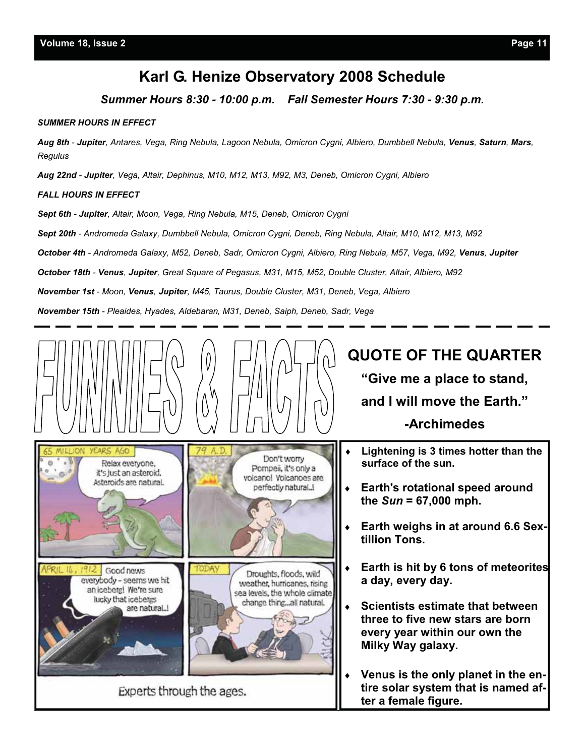## Karl G. Henize Observatory 2008 Schedule

***Summer Hours 8:30 - 10:00 p.m.    Fall Semester Hours 7:30 - 9:30 p.m.***

***SUMMER HOURS IN EFFECT***

***Aug 8th*** *-* ***Jupiter****, Antares, Vega, Ring Nebula, Lagoon Nebula, Omicron Cygni, Albiero, Dumbbell Nebula,* ***Venus****,* ***Saturn****,* ***Mars****, Regulus*

***Aug 22nd*** *-* ***Jupiter****, Vega, Altair, Dephinus, M10, M12, M13, M92, M3, Deneb, Omicron Cygni, Albiero*

***FALL HOURS IN EFFECT***

***Sept 6th*** *-* ***Jupiter****, Altair, Moon, Vega, Ring Nebula, M15, Deneb, Omicron Cygni*

***Sept 20th*** *- Andromeda Galaxy, Dumbbell Nebula, Omicron Cygni, Deneb, Ring Nebula, Altair, M10, M12, M13, M92*

***October 4th*** *- Andromeda Galaxy, M52, Deneb, Sadr, Omicron Cygni, Albiero, Ring Nebula, M57, Vega, M92,* ***Venus****,* ***Jupiter***

***October 18th*** *-* ***Venus****,* ***Jupiter****, Great Square of Pegasus, M31, M15, M52, Double Cluster, Altair, Albiero, M92*

***November 1st*** *- Moon,* ***Venus****,* ***Jupiter****, M45, Taurus, Double Cluster, M31, Deneb, Vega, Albiero*

***November 15th*** *- Pleaides, Hyades, Aldebaran, M31, Deneb, Saiph, Deneb, Sadr, Vega*

---

## FUNNIES & FACTS

### QUOTE OF THE QUARTER

**"Give me a place to stand, and I will move the Earth."**

**-Archimedes**

Experts through the ages.

- **Lightening is 3 times hotter than the surface of the sun.**
- **Earth's rotational speed around the *Sun* = 67,000 mph.**
- **Earth weighs in at around 6.6 Sextillion Tons.**
- **Earth is hit by 6 tons of meteorites a day, every day.**
- **Scientists estimate that between three to five new stars are born every year within our own the Milky Way galaxy.**
- **Venus is the only planet in the entire solar system that is named after a female figure.**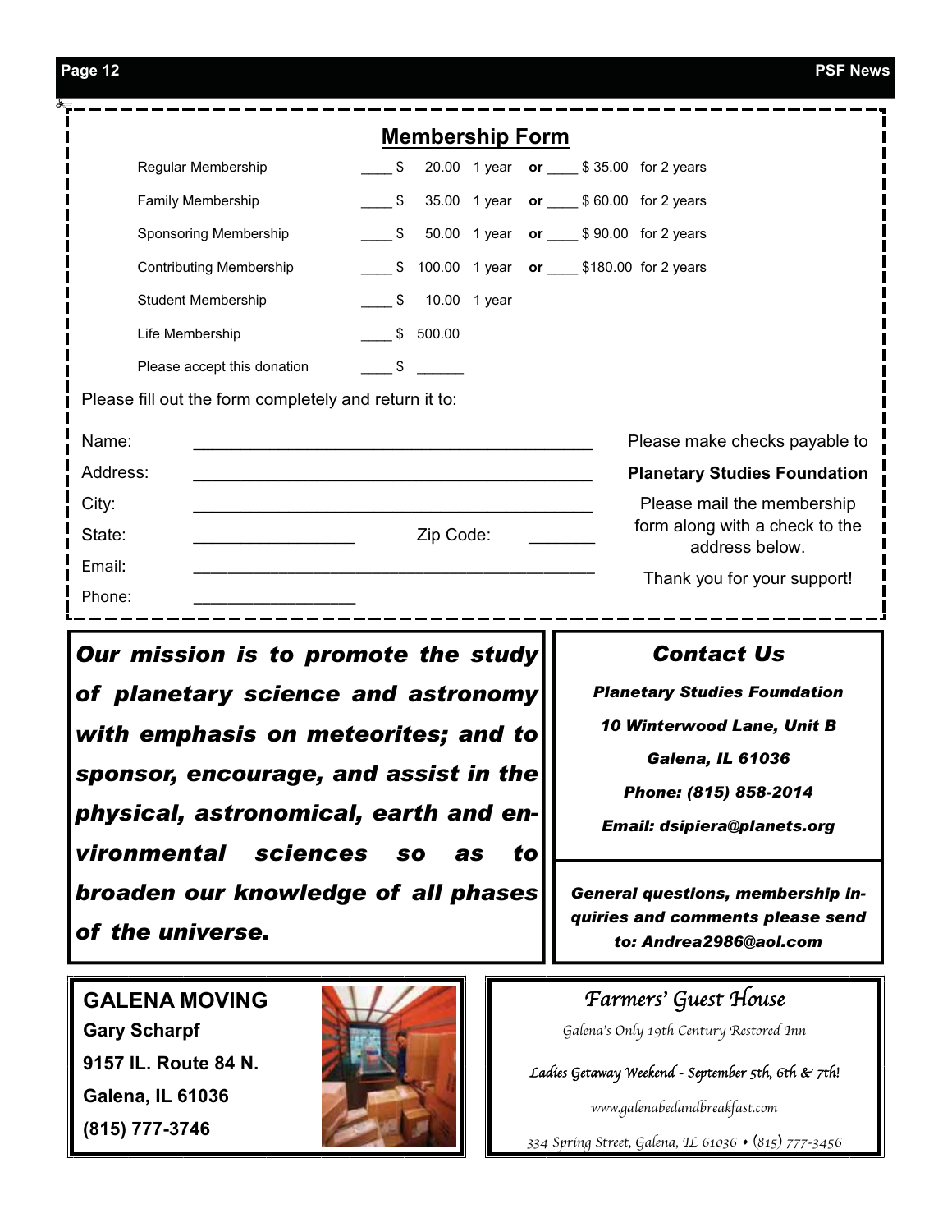## Membership Form

| | | | | |
|---|---|---|---|---|
| Regular Membership | ____ $ 20.00 | 1 year | **or** ____ $ 35.00 | for 2 years |
| Family Membership | ____ $ 35.00 | 1 year | **or** ____ $ 60.00 | for 2 years |
| Sponsoring Membership | ____ $ 50.00 | 1 year | **or** ____ $ 90.00 | for 2 years |
| Contributing Membership | ____ $ 100.00 | 1 year | **or** ____ $180.00 | for 2 years |
| Student Membership | ____ $ 10.00 | 1 year | | |
| Life Membership | ____ $ 500.00 | | | |
| Please accept this donation | ____ $ ______ | | | |

Please fill out the form completely and return it to:

Name: ________________________________________

Address: ________________________________________

City: ________________________________________

State: ________________ Zip Code: _______

Email: ________________________________________

Phone: ________________

Please make checks payable to

**Planetary Studies Foundation**

Please mail the membership form along with a check to the address below.

Thank you for your support!

***Our mission is to promote the study of planetary science and astronomy with emphasis on meteorites; and to sponsor, encourage, and assist in the physical, astronomical, earth and environmental sciences so as to broaden our knowledge of all phases of the universe.***

### *Contact Us*

***Planetary Studies Foundation***

***10 Winterwood Lane, Unit B***

***Galena, IL 61036***

***Phone: (815) 858-2014***

***Email: dsipiera@planets.org***

***General questions, membership inquiries and comments please send to: Andrea2986@aol.com***

**GALENA MOVING**

**Gary Scharpf**

**9157 IL. Route 84 N.**

**Galena, IL 61036**

**(815) 777-3746**

*Farmers' Guest House*

*Galena's Only 19th Century Restored Inn*

*Ladies Getaway Weekend - September 5th, 6th & 7th!*

*www.galenabedandbreakfast.com*

*334 Spring Street, Galena, IL 61036 • (815) 777-3456*